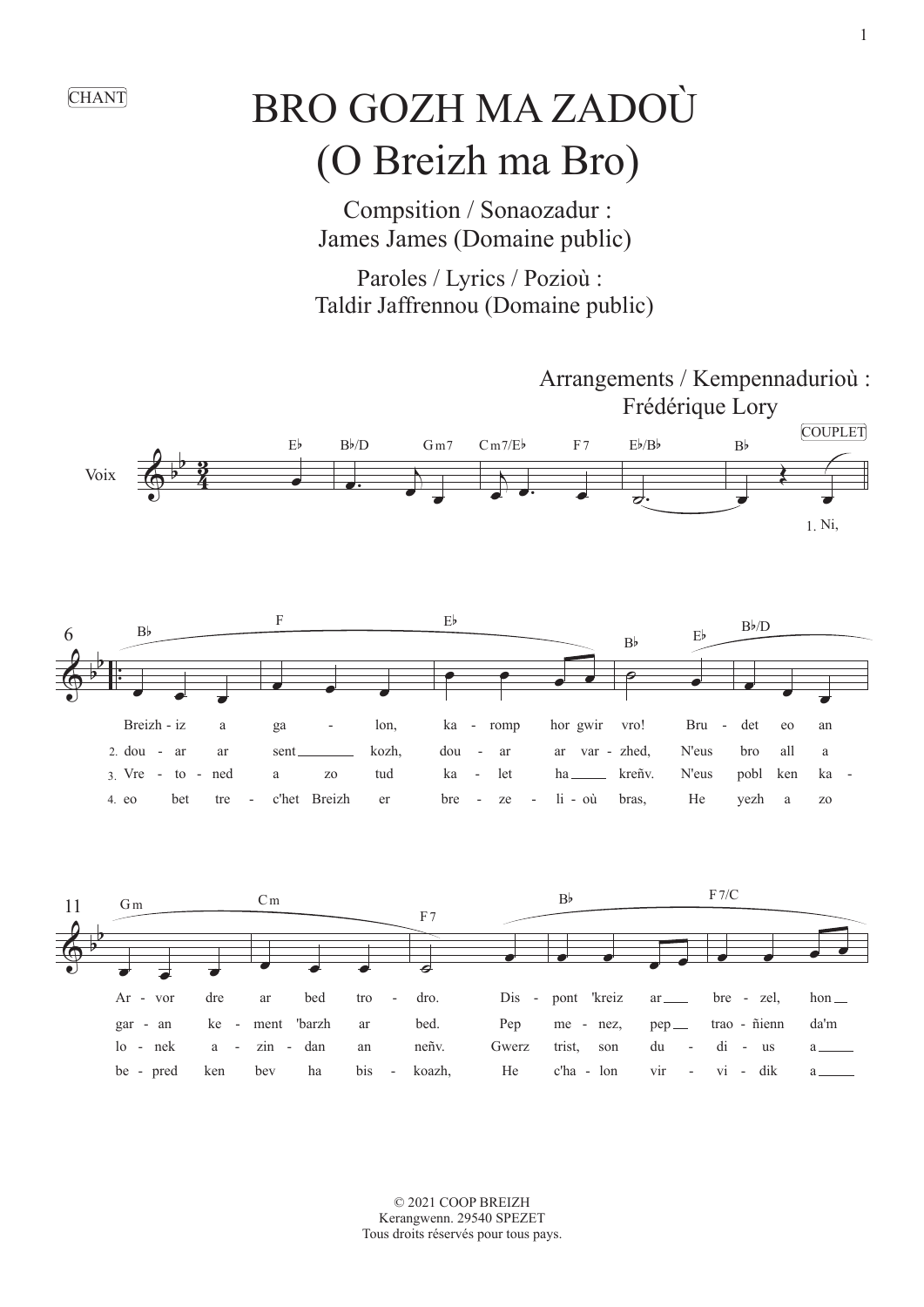CHANT

# BRO GOZH MA ZADOÙ
# (O Breizh ma Bro)

Compsition / Sonaozadur :
James James (Domaine public)

Paroles / Lyrics / Pozioù :
Taldir Jaffrennou (Domaine public)

Arrangements / Kempennadurioù :
Frédérique Lory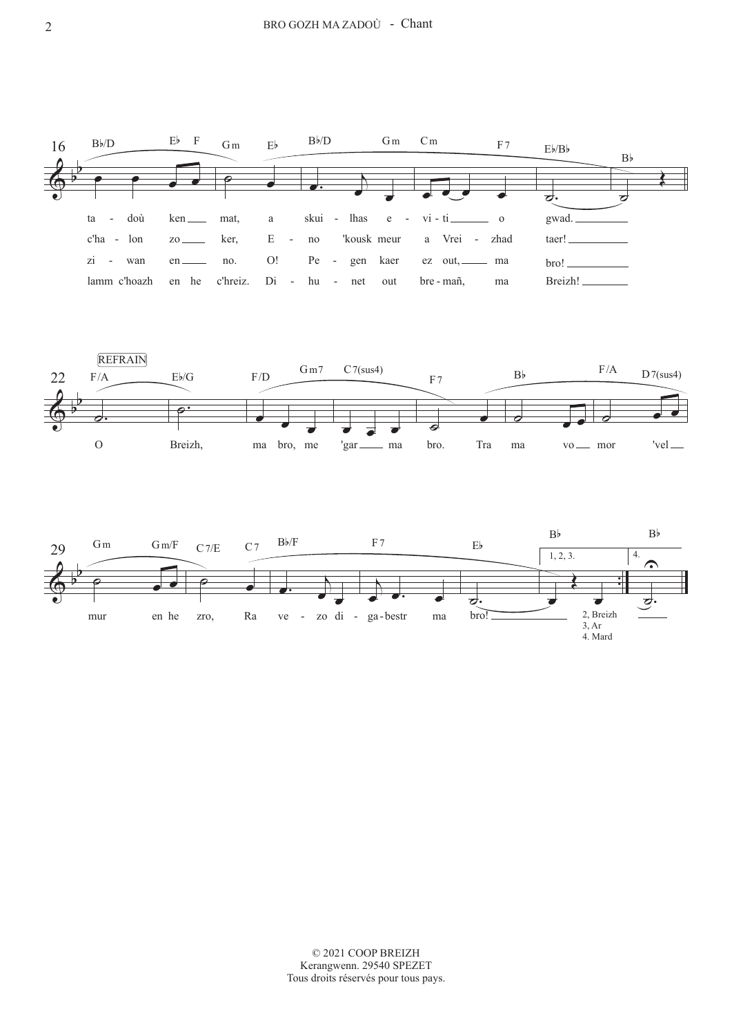ta - doù ken mat, a skui - lhas e - vi - ti o gwad.

c'ha - lon zo ker, E - no 'kousk meur a Vrei - zhad taer!

zi - wan en no. O! Pe - gen kaer ez out, ma bro!

lamm c'hoazh en he c'hreiz. Di - hu - net out bre - mañ, ma Breizh!

REFRAIN

O Breizh, ma bro, me 'gar ma bro. Tra ma vo mor 'vel mur en he zro, Ra ve - zo di - ga - bestr ma bro!

1, 2, 3. | 4.

2, Breizh
3, Ar
4. Mard

© 2021 COOP BREIZH
Kerangwenn. 29540 SPEZET
Tous droits réservés pour tous pays.